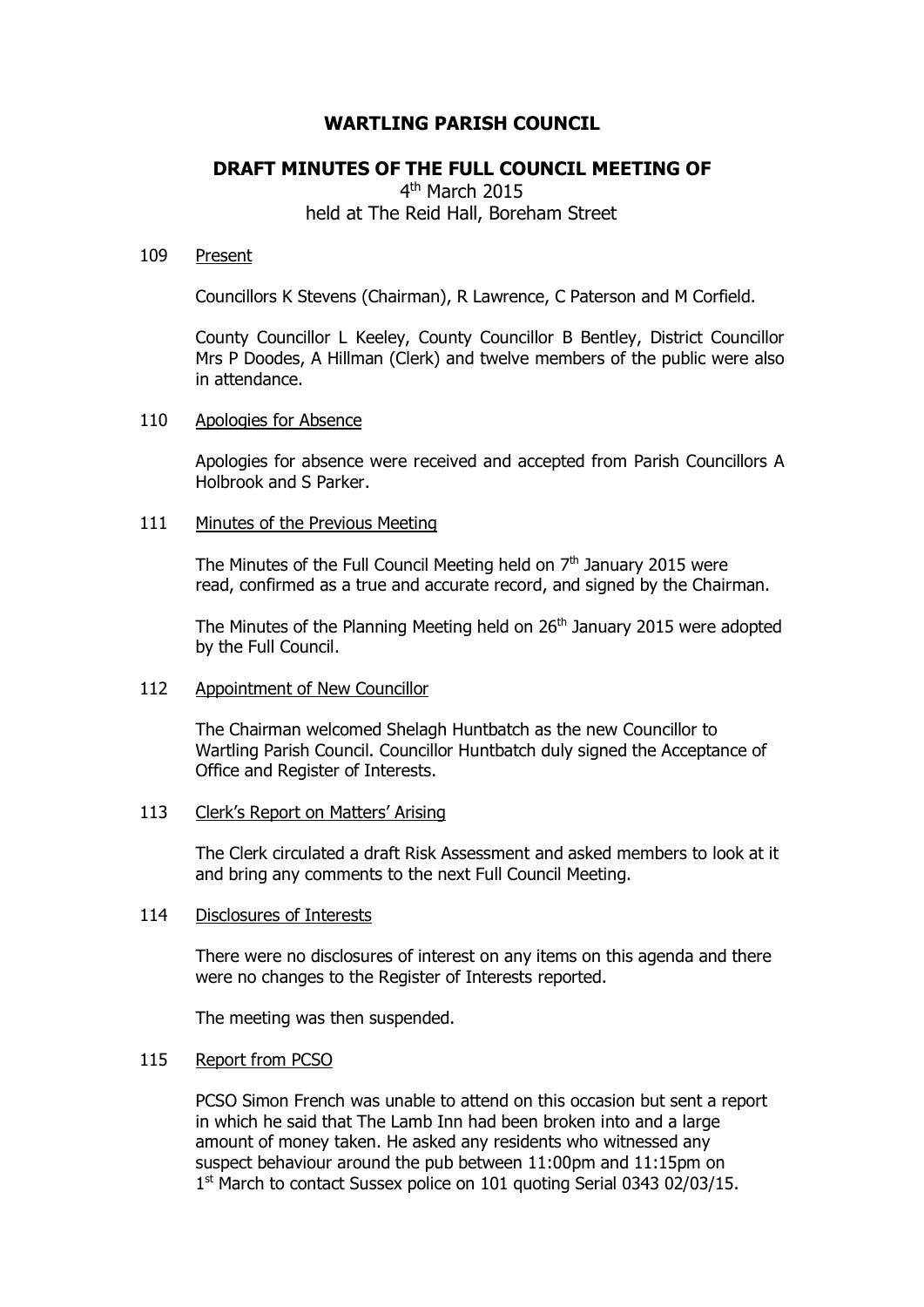# WARTLING PARISH COUNCIL

## DRAFT MINUTES OF THE FULL COUNCIL MEETING OF

4th March 2015
held at The Reid Hall, Boreham Street

109 Present

Councillors K Stevens (Chairman), R Lawrence, C Paterson and M Corfield.

County Councillor L Keeley, County Councillor B Bentley, District Councillor Mrs P Doodes, A Hillman (Clerk) and twelve members of the public were also in attendance.

110 Apologies for Absence

Apologies for absence were received and accepted from Parish Councillors A Holbrook and S Parker.

111 Minutes of the Previous Meeting

The Minutes of the Full Council Meeting held on 7th January 2015 were read, confirmed as a true and accurate record, and signed by the Chairman.

The Minutes of the Planning Meeting held on 26th January 2015 were adopted by the Full Council.

112 Appointment of New Councillor

The Chairman welcomed Shelagh Huntbatch as the new Councillor to Wartling Parish Council. Councillor Huntbatch duly signed the Acceptance of Office and Register of Interests.

113 Clerk's Report on Matters' Arising

The Clerk circulated a draft Risk Assessment and asked members to look at it and bring any comments to the next Full Council Meeting.

114 Disclosures of Interests

There were no disclosures of interest on any items on this agenda and there were no changes to the Register of Interests reported.

The meeting was then suspended.

115 Report from PCSO

PCSO Simon French was unable to attend on this occasion but sent a report in which he said that The Lamb Inn had been broken into and a large amount of money taken. He asked any residents who witnessed any suspect behaviour around the pub between 11:00pm and 11:15pm on 1st March to contact Sussex police on 101 quoting Serial 0343 02/03/15.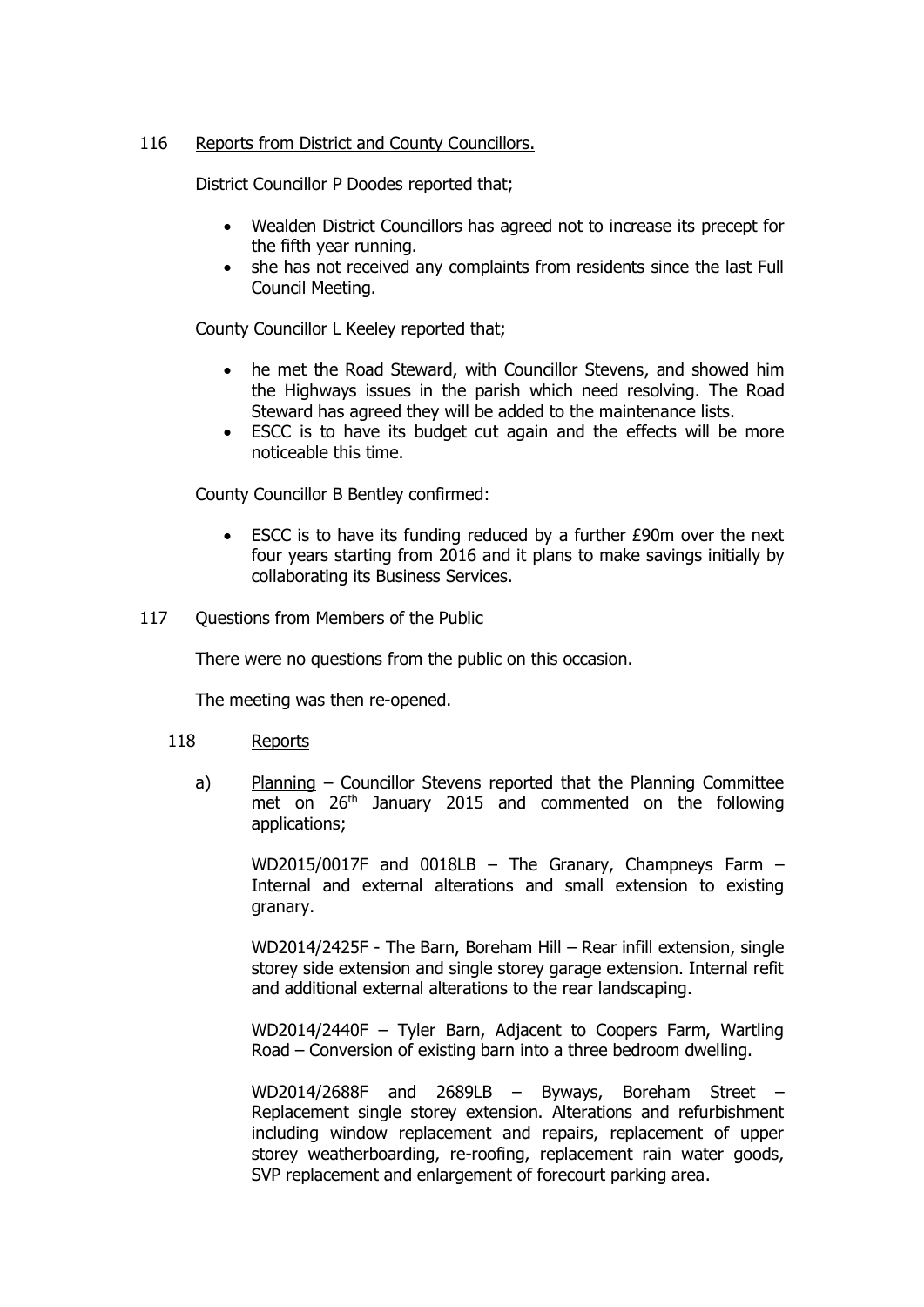116 Reports from District and County Councillors.

District Councillor P Doodes reported that;

- Wealden District Councillors has agreed not to increase its precept for the fifth year running.
- she has not received any complaints from residents since the last Full Council Meeting.

County Councillor L Keeley reported that;

- he met the Road Steward, with Councillor Stevens, and showed him the Highways issues in the parish which need resolving. The Road Steward has agreed they will be added to the maintenance lists.
- ESCC is to have its budget cut again and the effects will be more noticeable this time.

County Councillor B Bentley confirmed:

- ESCC is to have its funding reduced by a further £90m over the next four years starting from 2016 and it plans to make savings initially by collaborating its Business Services.

117 Questions from Members of the Public

There were no questions from the public on this occasion.

The meeting was then re-opened.

118 Reports

a) Planning – Councillor Stevens reported that the Planning Committee met on 26th January 2015 and commented on the following applications;

WD2015/0017F and 0018LB – The Granary, Champneys Farm – Internal and external alterations and small extension to existing granary.

WD2014/2425F - The Barn, Boreham Hill – Rear infill extension, single storey side extension and single storey garage extension. Internal refit and additional external alterations to the rear landscaping.

WD2014/2440F – Tyler Barn, Adjacent to Coopers Farm, Wartling Road – Conversion of existing barn into a three bedroom dwelling.

WD2014/2688F and 2689LB – Byways, Boreham Street – Replacement single storey extension. Alterations and refurbishment including window replacement and repairs, replacement of upper storey weatherboarding, re-roofing, replacement rain water goods, SVP replacement and enlargement of forecourt parking area.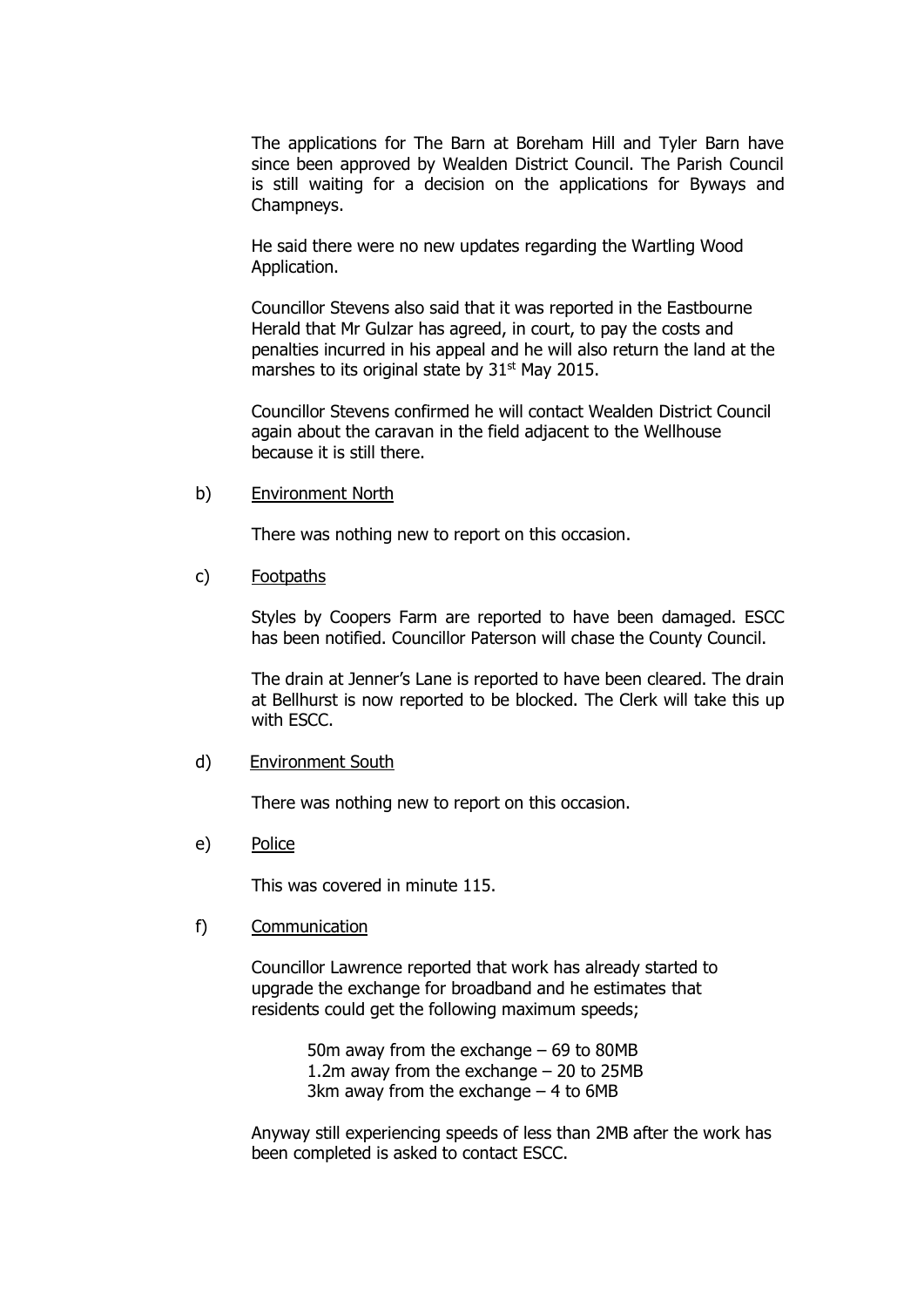The applications for The Barn at Boreham Hill and Tyler Barn have since been approved by Wealden District Council. The Parish Council is still waiting for a decision on the applications for Byways and Champneys.

He said there were no new updates regarding the Wartling Wood Application.

Councillor Stevens also said that it was reported in the Eastbourne Herald that Mr Gulzar has agreed, in court, to pay the costs and penalties incurred in his appeal and he will also return the land at the marshes to its original state by 31st May 2015.

Councillor Stevens confirmed he will contact Wealden District Council again about the caravan in the field adjacent to the Wellhouse because it is still there.

b) Environment North

There was nothing new to report on this occasion.

c) Footpaths

Styles by Coopers Farm are reported to have been damaged. ESCC has been notified. Councillor Paterson will chase the County Council.

The drain at Jenner's Lane is reported to have been cleared. The drain at Bellhurst is now reported to be blocked. The Clerk will take this up with ESCC.

d) Environment South

There was nothing new to report on this occasion.

e) Police

This was covered in minute 115.

f) Communication

Councillor Lawrence reported that work has already started to upgrade the exchange for broadband and he estimates that residents could get the following maximum speeds;

50m away from the exchange – 69 to 80MB
1.2m away from the exchange – 20 to 25MB
3km away from the exchange – 4 to 6MB

Anyway still experiencing speeds of less than 2MB after the work has been completed is asked to contact ESCC.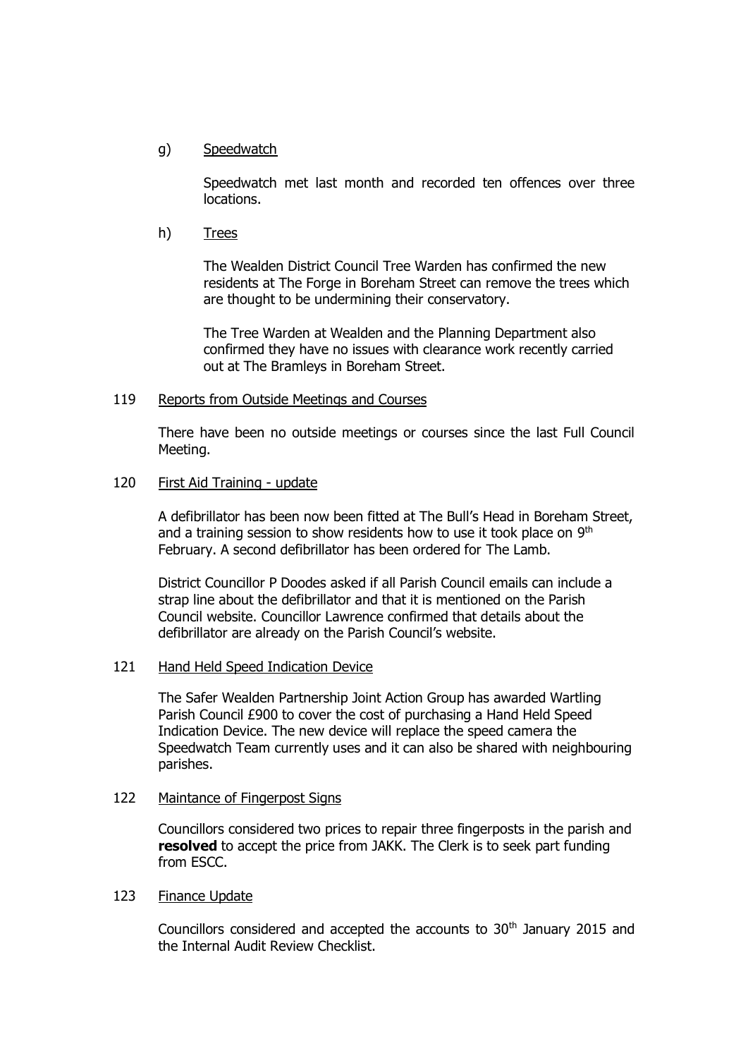g) <u>Speedwatch</u>

Speedwatch met last month and recorded ten offences over three locations.

h) <u>Trees</u>

The Wealden District Council Tree Warden has confirmed the new residents at The Forge in Boreham Street can remove the trees which are thought to be undermining their conservatory.

The Tree Warden at Wealden and the Planning Department also confirmed they have no issues with clearance work recently carried out at The Bramleys in Boreham Street.

119 <u>Reports from Outside Meetings and Courses</u>

There have been no outside meetings or courses since the last Full Council Meeting.

120 <u>First Aid Training - update</u>

A defibrillator has been now been fitted at The Bull's Head in Boreham Street, and a training session to show residents how to use it took place on 9th February. A second defibrillator has been ordered for The Lamb.

District Councillor P Doodes asked if all Parish Council emails can include a strap line about the defibrillator and that it is mentioned on the Parish Council website. Councillor Lawrence confirmed that details about the defibrillator are already on the Parish Council's website.

121 <u>Hand Held Speed Indication Device</u>

The Safer Wealden Partnership Joint Action Group has awarded Wartling Parish Council £900 to cover the cost of purchasing a Hand Held Speed Indication Device. The new device will replace the speed camera the Speedwatch Team currently uses and it can also be shared with neighbouring parishes.

122 <u>Maintance of Fingerpost Signs</u>

Councillors considered two prices to repair three fingerposts in the parish and **resolved** to accept the price from JAKK. The Clerk is to seek part funding from ESCC.

123 <u>Finance Update</u>

Councillors considered and accepted the accounts to 30th January 2015 and the Internal Audit Review Checklist.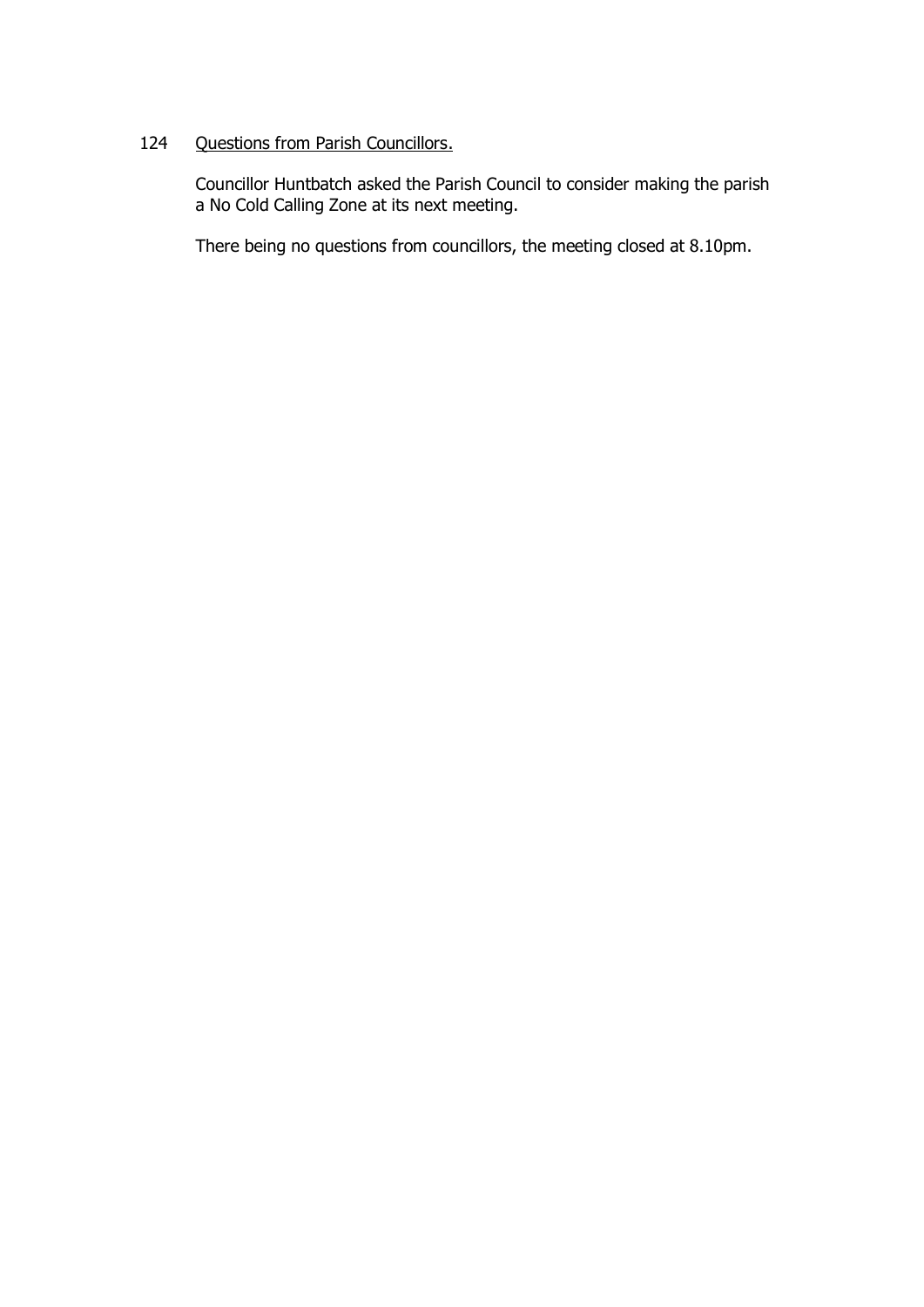124 Questions from Parish Councillors.

Councillor Huntbatch asked the Parish Council to consider making the parish a No Cold Calling Zone at its next meeting.

There being no questions from councillors, the meeting closed at 8.10pm.